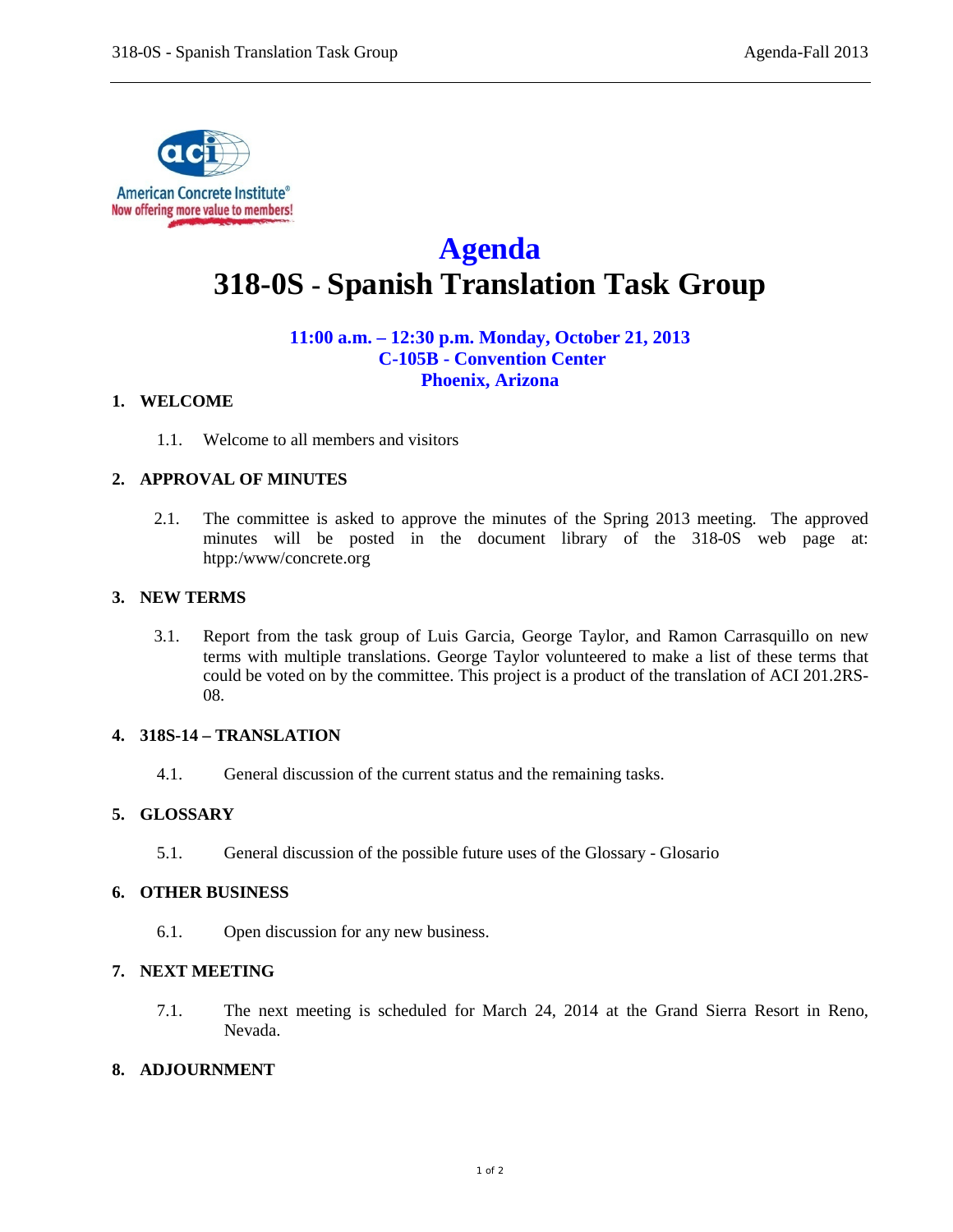# Agenda

# 318-0S - Spanish Translation Task Group

**11:00 a.m. – 12:30 p.m. Monday, October 21, 2013**
**C-105B - Convention Center**
**Phoenix, Arizona**

## 1. WELCOME

1.1. Welcome to all members and visitors

## 2. APPROVAL OF MINUTES

2.1. The committee is asked to approve the minutes of the Spring 2013 meeting. The approved minutes will be posted in the document library of the 318-0S web page at: htpp:/www/concrete.org

## 3. NEW TERMS

3.1. Report from the task group of Luis Garcia, George Taylor, and Ramon Carrasquillo on new terms with multiple translations. George Taylor volunteered to make a list of these terms that could be voted on by the committee. This project is a product of the translation of ACI 201.2RS-08.

## 4. 318S-14 – TRANSLATION

4.1. General discussion of the current status and the remaining tasks.

## 5. GLOSSARY

5.1. General discussion of the possible future uses of the Glossary - Glosario

## 6. OTHER BUSINESS

6.1. Open discussion for any new business.

## 7. NEXT MEETING

7.1. The next meeting is scheduled for March 24, 2014 at the Grand Sierra Resort in Reno, Nevada.

## 8. ADJOURNMENT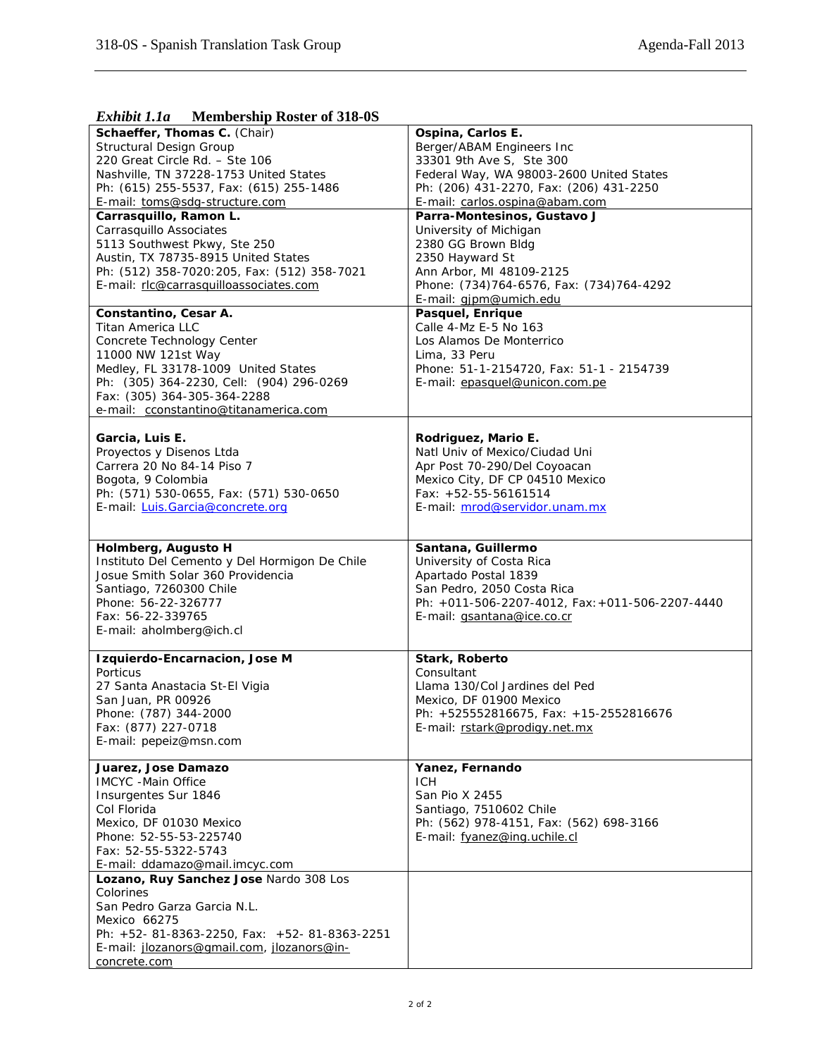*Exhibit 1.1a* **Membership Roster of 318-0S**

| | |
|---|---|
| **Schaeffer, Thomas C.** (Chair)<br>Structural Design Group<br>220 Great Circle Rd. – Ste 106<br>Nashville, TN 37228-1753 United States<br>Ph: (615) 255-5537, Fax: (615) 255-1486<br>E-mail: toms@sdg-structure.com | **Ospina, Carlos E.**<br>Berger/ABAM Engineers Inc<br>33301 9th Ave S, Ste 300<br>Federal Way, WA 98003-2600 United States<br>Ph: (206) 431-2270, Fax: (206) 431-2250<br>E-mail: carlos.ospina@abam.com |
| **Carrasquillo, Ramon L.**<br>Carrasquillo Associates<br>5113 Southwest Pkwy, Ste 250<br>Austin, TX 78735-8915 United States<br>Ph: (512) 358-7020:205, Fax: (512) 358-7021<br>E-mail: rlc@carrasquilloassociates.com | **Parra-Montesinos, Gustavo J**<br>University of Michigan<br>2380 GG Brown Bldg<br>2350 Hayward St<br>Ann Arbor, MI 48109-2125<br>Phone: (734)764-6576, Fax: (734)764-4292<br>E-mail: gjpm@umich.edu |
| **Constantino, Cesar A.**<br>Titan America LLC<br>Concrete Technology Center<br>11000 NW 121st Way<br>Medley, FL 33178-1009 United States<br>Ph: (305) 364-2230, Cell: (904) 296-0269<br>Fax: (305) 364-305-364-2288<br>e-mail: cconstantino@titanamerica.com | **Pasquel, Enrique**<br>Calle 4-Mz E-5 No 163<br>Los Alamos De Monterrico<br>Lima, 33 Peru<br>Phone: 51-1-2154720, Fax: 51-1 - 2154739<br>E-mail: epasquel@unicon.com.pe |
| **Garcia, Luis E.**<br>Proyectos y Disenos Ltda<br>Carrera 20 No 84-14 Piso 7<br>Bogota, 9 Colombia<br>Ph: (571) 530-0655, Fax: (571) 530-0650<br>E-mail: Luis.Garcia@concrete.org | **Rodriguez, Mario E.**<br>Natl Univ of Mexico/Ciudad Uni<br>Apr Post 70-290/Del Coyoacan<br>Mexico City, DF CP 04510 Mexico<br>Fax: +52-55-56161514<br>E-mail: mrod@servidor.unam.mx |
| **Holmberg, Augusto H**<br>Instituto Del Cemento y Del Hormigon De Chile<br>Josue Smith Solar 360 Providencia<br>Santiago, 7260300 Chile<br>Phone: 56-22-326777<br>Fax: 56-22-339765<br>E-mail: aholmberg@ich.cl | **Santana, Guillermo**<br>University of Costa Rica<br>Apartado Postal 1839<br>San Pedro, 2050 Costa Rica<br>Ph: +011-506-2207-4012, Fax:+011-506-2207-4440<br>E-mail: gsantana@ice.co.cr |
| **Izquierdo-Encarnacion, Jose M**<br>Porticus<br>27 Santa Anastacia St-El Vigia<br>San Juan, PR 00926<br>Phone: (787) 344-2000<br>Fax: (877) 227-0718<br>E-mail: pepeiz@msn.com | **Stark, Roberto**<br>Consultant<br>Llama 130/Col Jardines del Ped<br>Mexico, DF 01900 Mexico<br>Ph: +525552816675, Fax: +15-2552816676<br>E-mail: rstark@prodigy.net.mx |
| **Juarez, Jose Damazo**<br>IMCYC -Main Office<br>Insurgentes Sur 1846<br>Col Florida<br>Mexico, DF 01030 Mexico<br>Phone: 52-55-53-225740<br>Fax: 52-55-5322-5743<br>E-mail: ddamazo@mail.imcyc.com | **Yanez, Fernando**<br>ICH<br>San Pio X 2455<br>Santiago, 7510602 Chile<br>Ph: (562) 978-4151, Fax: (562) 698-3166<br>E-mail: fyanez@ing.uchile.cl |
| **Lozano, Ruy Sanchez Jose** Nardo 308 Los Colorines<br>San Pedro Garza Garcia N.L.<br>Mexico 66275<br>Ph: +52- 81-8363-2250, Fax: +52- 81-8363-2251<br>E-mail: jlozanors@gmail.com, jlozanors@in-concrete.com | |